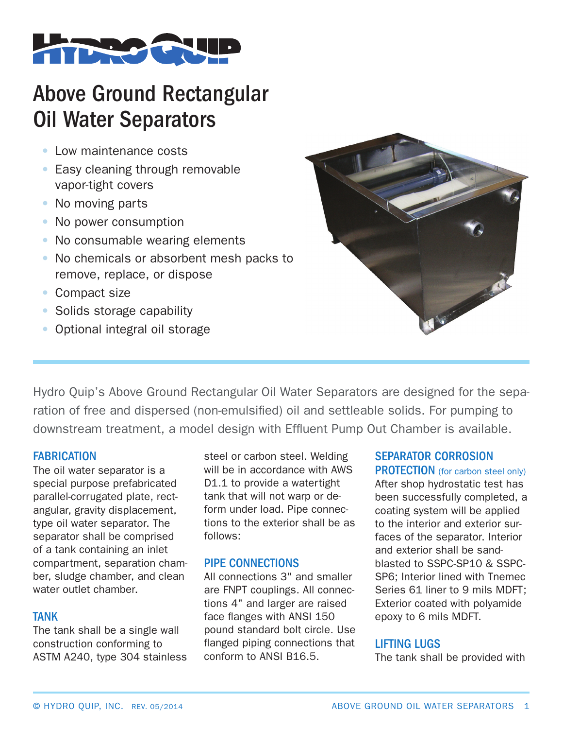HYDRO QUIP

# Above Ground Rectangular Oil Water Separators

- Low maintenance costs
- Easy cleaning through removable vapor-tight covers
- No moving parts
- No power consumption
- No consumable wearing elements
- No chemicals or absorbent mesh packs to remove, replace, or dispose
- Compact size
- Solids storage capability
- Optional integral oil storage

Hydro Quip's Above Ground Rectangular Oil Water Separators are designed for the separation of free and dispersed (non-emulsified) oil and settleable solids. For pumping to downstream treatment, a model design with Effluent Pump Out Chamber is available.

## FABRICATION

The oil water separator is a special purpose prefabricated parallel-corrugated plate, rectangular, gravity displacement, type oil water separator. The separator shall be comprised of a tank containing an inlet compartment, separation chamber, sludge chamber, and clean water outlet chamber.

## TANK

The tank shall be a single wall construction conforming to ASTM A240, type 304 stainless steel or carbon steel. Welding will be in accordance with AWS D1.1 to provide a watertight tank that will not warp or deform under load. Pipe connections to the exterior shall be as follows:

## PIPE CONNECTIONS

All connections 3" and smaller are FNPT couplings. All connections 4" and larger are raised face flanges with ANSI 150 pound standard bolt circle. Use flanged piping connections that conform to ANSI B16.5.

## SEPARATOR CORROSION PROTECTION (for carbon steel only)

After shop hydrostatic test has been successfully completed, a coating system will be applied to the interior and exterior surfaces of the separator. Interior and exterior shall be sandblasted to SSPC-SP10 & SSPC-SP6; Interior lined with Tnemec Series 61 liner to 9 mils MDFT; Exterior coated with polyamide epoxy to 6 mils MDFT.

## LIFTING LUGS

The tank shall be provided with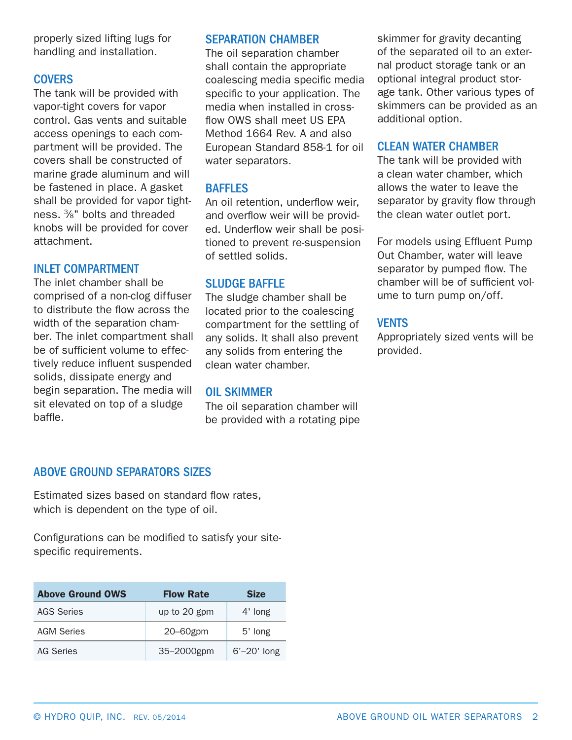properly sized lifting lugs for handling and installation.

### COVERS

The tank will be provided with vapor-tight covers for vapor control. Gas vents and suitable access openings to each compartment will be provided. The covers shall be constructed of marine grade aluminum and will be fastened in place. A gasket shall be provided for vapor tightness. ⅜" bolts and threaded knobs will be provided for cover attachment.

### INLET COMPARTMENT

The inlet chamber shall be comprised of a non-clog diffuser to distribute the flow across the width of the separation chamber. The inlet compartment shall be of sufficient volume to effectively reduce influent suspended solids, dissipate energy and begin separation. The media will sit elevated on top of a sludge baffle.

### SEPARATION CHAMBER

The oil separation chamber shall contain the appropriate coalescing media specific media specific to your application. The media when installed in cross-flow OWS shall meet US EPA Method 1664 Rev. A and also European Standard 858-1 for oil water separators.

### BAFFLES

An oil retention, underflow weir, and overflow weir will be provided. Underflow weir shall be positioned to prevent re-suspension of settled solids.

### SLUDGE BAFFLE

The sludge chamber shall be located prior to the coalescing compartment for the settling of any solids. It shall also prevent any solids from entering the clean water chamber.

### OIL SKIMMER

The oil separation chamber will be provided with a rotating pipe skimmer for gravity decanting of the separated oil to an external product storage tank or an optional integral product storage tank. Other various types of skimmers can be provided as an additional option.

### CLEAN WATER CHAMBER

The tank will be provided with a clean water chamber, which allows the water to leave the separator by gravity flow through the clean water outlet port.

For models using Effluent Pump Out Chamber, water will leave separator by pumped flow. The chamber will be of sufficient volume to turn pump on/off.

### VENTS

Appropriately sized vents will be provided.

## ABOVE GROUND SEPARATORS SIZES

Estimated sizes based on standard flow rates, which is dependent on the type of oil.

Configurations can be modified to satisfy your site-specific requirements.

| Above Ground OWS | Flow Rate | Size |
|---|---|---|
| AGS Series | up to 20 gpm | 4' long |
| AGM Series | 20–60gpm | 5' long |
| AG Series | 35–2000gpm | 6'–20' long |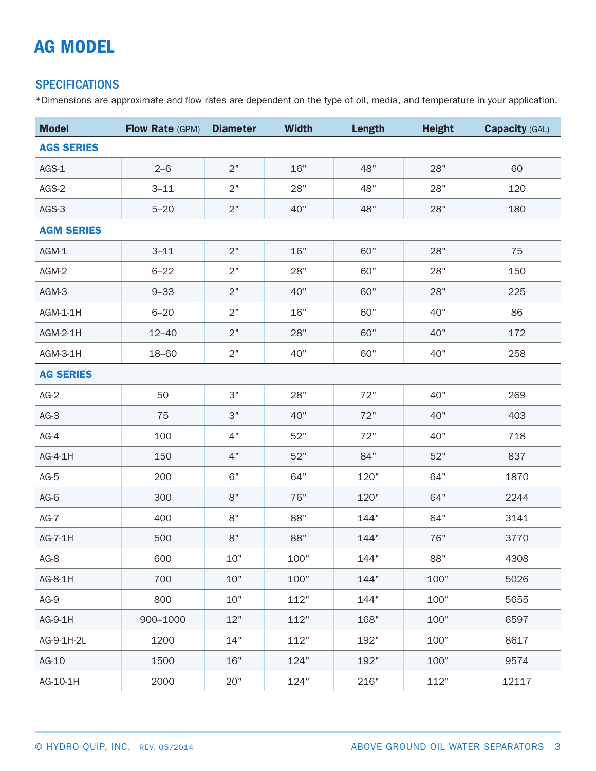# AG MODEL

## SPECIFICATIONS

*Dimensions are approximate and flow rates are dependent on the type of oil, media, and temperature in your application.

| Model | Flow Rate (GPM) | Diameter | Width | Length | Height | Capacity (GAL) |
|---|---|---|---|---|---|---|
| **AGS SERIES** | | | | | | |
| AGS-1 | 2–6 | 2" | 16" | 48" | 28" | 60 |
| AGS-2 | 3–11 | 2" | 28" | 48" | 28" | 120 |
| AGS-3 | 5–20 | 2" | 40" | 48" | 28" | 180 |
| **AGM SERIES** | | | | | | |
| AGM-1 | 3–11 | 2" | 16" | 60" | 28" | 75 |
| AGM-2 | 6–22 | 2" | 28" | 60" | 28" | 150 |
| AGM-3 | 9–33 | 2" | 40" | 60" | 28" | 225 |
| AGM-1-1H | 6–20 | 2" | 16" | 60" | 40" | 86 |
| AGM-2-1H | 12–40 | 2" | 28" | 60" | 40" | 172 |
| AGM-3-1H | 18–60 | 2" | 40" | 60" | 40" | 258 |
| **AG SERIES** | | | | | | |
| AG-2 | 50 | 3" | 28" | 72" | 40" | 269 |
| AG-3 | 75 | 3" | 40" | 72" | 40" | 403 |
| AG-4 | 100 | 4" | 52" | 72" | 40" | 718 |
| AG-4-1H | 150 | 4" | 52" | 84" | 52" | 837 |
| AG-5 | 200 | 6" | 64" | 120" | 64" | 1870 |
| AG-6 | 300 | 8" | 76" | 120" | 64" | 2244 |
| AG-7 | 400 | 8" | 88" | 144" | 64" | 3141 |
| AG-7-1H | 500 | 8" | 88" | 144" | 76" | 3770 |
| AG-8 | 600 | 10" | 100" | 144" | 88" | 4308 |
| AG-8-1H | 700 | 10" | 100" | 144" | 100" | 5026 |
| AG-9 | 800 | 10" | 112" | 144" | 100" | 5655 |
| AG-9-1H | 900–1000 | 12" | 112" | 168" | 100" | 6597 |
| AG-9-1H-2L | 1200 | 14" | 112" | 192" | 100" | 8617 |
| AG-10 | 1500 | 16" | 124" | 192" | 100" | 9574 |
| AG-10-1H | 2000 | 20" | 124" | 216" | 112" | 12117 |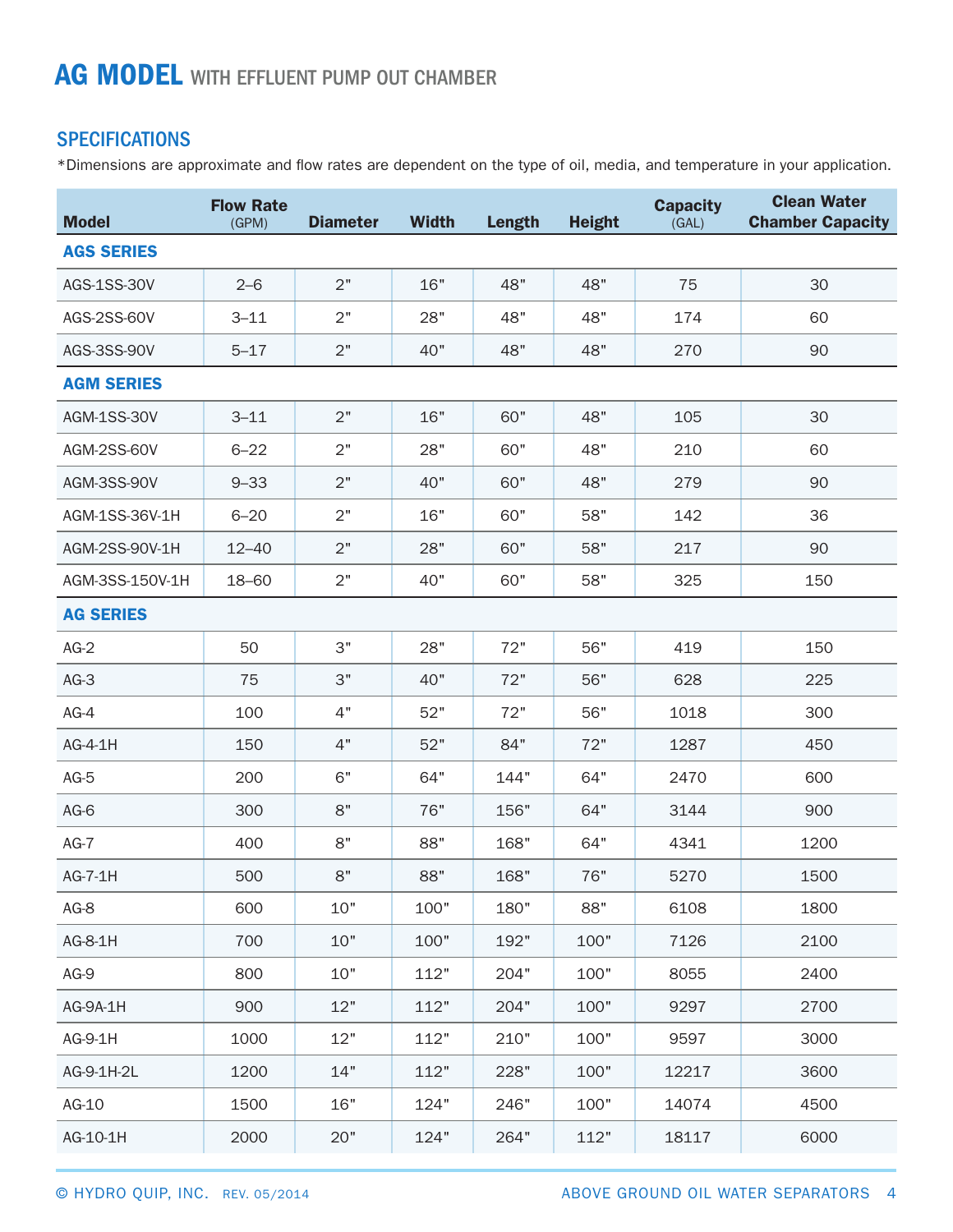# AG MODEL WITH EFFLUENT PUMP OUT CHAMBER

## SPECIFICATIONS

*Dimensions are approximate and flow rates are dependent on the type of oil, media, and temperature in your application.

| Model | Flow Rate (GPM) | Diameter | Width | Length | Height | Capacity (GAL) | Clean Water Chamber Capacity |
|---|---|---|---|---|---|---|---|
| **AGS SERIES** | | | | | | | |
| AGS-1SS-30V | 2–6 | 2" | 16" | 48" | 48" | 75 | 30 |
| AGS-2SS-60V | 3–11 | 2" | 28" | 48" | 48" | 174 | 60 |
| AGS-3SS-90V | 5–17 | 2" | 40" | 48" | 48" | 270 | 90 |
| **AGM SERIES** | | | | | | | |
| AGM-1SS-30V | 3–11 | 2" | 16" | 60" | 48" | 105 | 30 |
| AGM-2SS-60V | 6–22 | 2" | 28" | 60" | 48" | 210 | 60 |
| AGM-3SS-90V | 9–33 | 2" | 40" | 60" | 48" | 279 | 90 |
| AGM-1SS-36V-1H | 6–20 | 2" | 16" | 60" | 58" | 142 | 36 |
| AGM-2SS-90V-1H | 12–40 | 2" | 28" | 60" | 58" | 217 | 90 |
| AGM-3SS-150V-1H | 18–60 | 2" | 40" | 60" | 58" | 325 | 150 |
| **AG SERIES** | | | | | | | |
| AG-2 | 50 | 3" | 28" | 72" | 56" | 419 | 150 |
| AG-3 | 75 | 3" | 40" | 72" | 56" | 628 | 225 |
| AG-4 | 100 | 4" | 52" | 72" | 56" | 1018 | 300 |
| AG-4-1H | 150 | 4" | 52" | 84" | 72" | 1287 | 450 |
| AG-5 | 200 | 6" | 64" | 144" | 64" | 2470 | 600 |
| AG-6 | 300 | 8" | 76" | 156" | 64" | 3144 | 900 |
| AG-7 | 400 | 8" | 88" | 168" | 64" | 4341 | 1200 |
| AG-7-1H | 500 | 8" | 88" | 168" | 76" | 5270 | 1500 |
| AG-8 | 600 | 10" | 100" | 180" | 88" | 6108 | 1800 |
| AG-8-1H | 700 | 10" | 100" | 192" | 100" | 7126 | 2100 |
| AG-9 | 800 | 10" | 112" | 204" | 100" | 8055 | 2400 |
| AG-9A-1H | 900 | 12" | 112" | 204" | 100" | 9297 | 2700 |
| AG-9-1H | 1000 | 12" | 112" | 210" | 100" | 9597 | 3000 |
| AG-9-1H-2L | 1200 | 14" | 112" | 228" | 100" | 12217 | 3600 |
| AG-10 | 1500 | 16" | 124" | 246" | 100" | 14074 | 4500 |
| AG-10-1H | 2000 | 20" | 124" | 264" | 112" | 18117 | 6000 |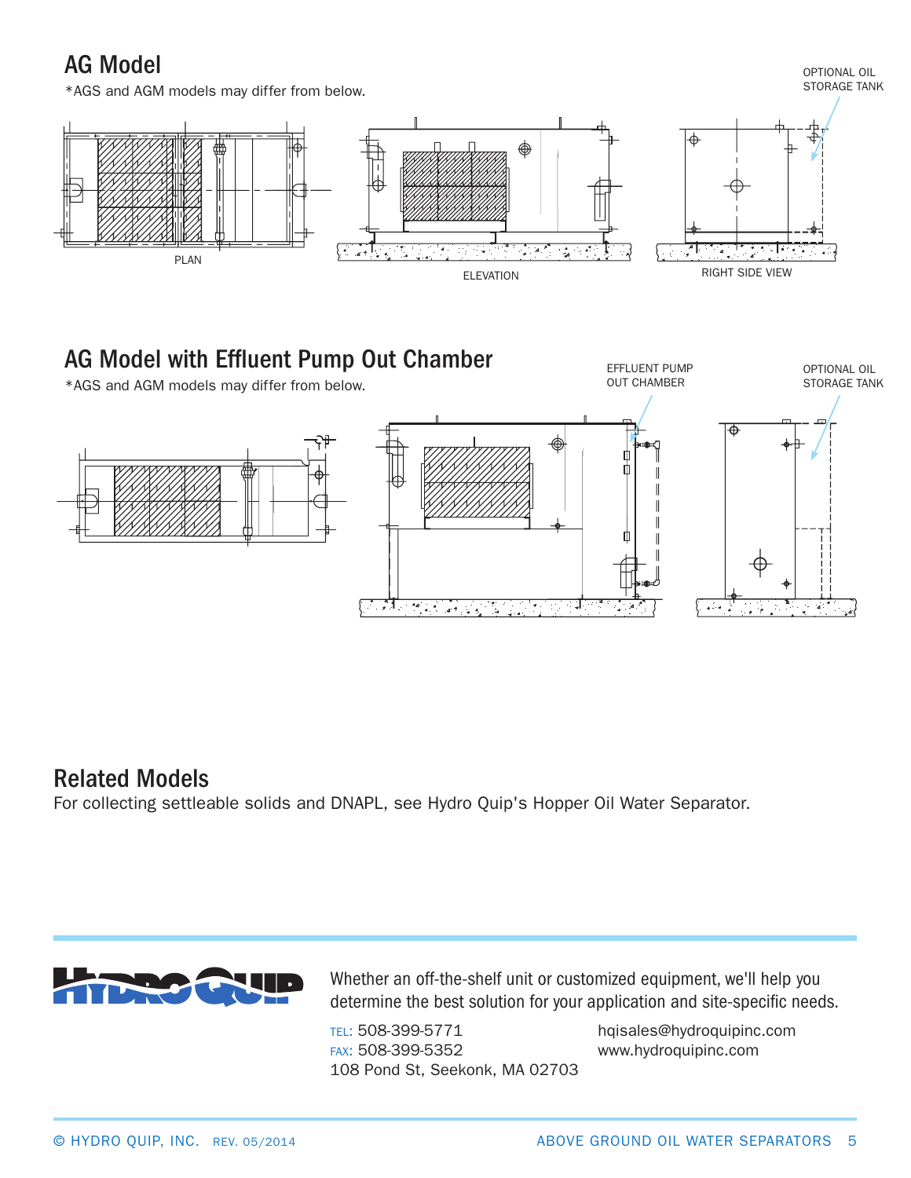## AG Model

*AGS and AGM models may differ from below.

OPTIONAL OIL STORAGE TANK

PLAN

ELEVATION

RIGHT SIDE VIEW

## AG Model with Effluent Pump Out Chamber

*AGS and AGM models may differ from below.

EFFLUENT PUMP OUT CHAMBER

OPTIONAL OIL STORAGE TANK

## Related Models

For collecting settleable solids and DNAPL, see Hydro Quip's Hopper Oil Water Separator.

HYDRO QUIP

Whether an off-the-shelf unit or customized equipment, we'll help you determine the best solution for your application and site-specific needs.

TEL: 508-399-5771
FAX: 508-399-5352
108 Pond St, Seekonk, MA 02703

hqisales@hydroquipinc.com
www.hydroquipinc.com

© HYDRO QUIP, INC. REV. 05/2014